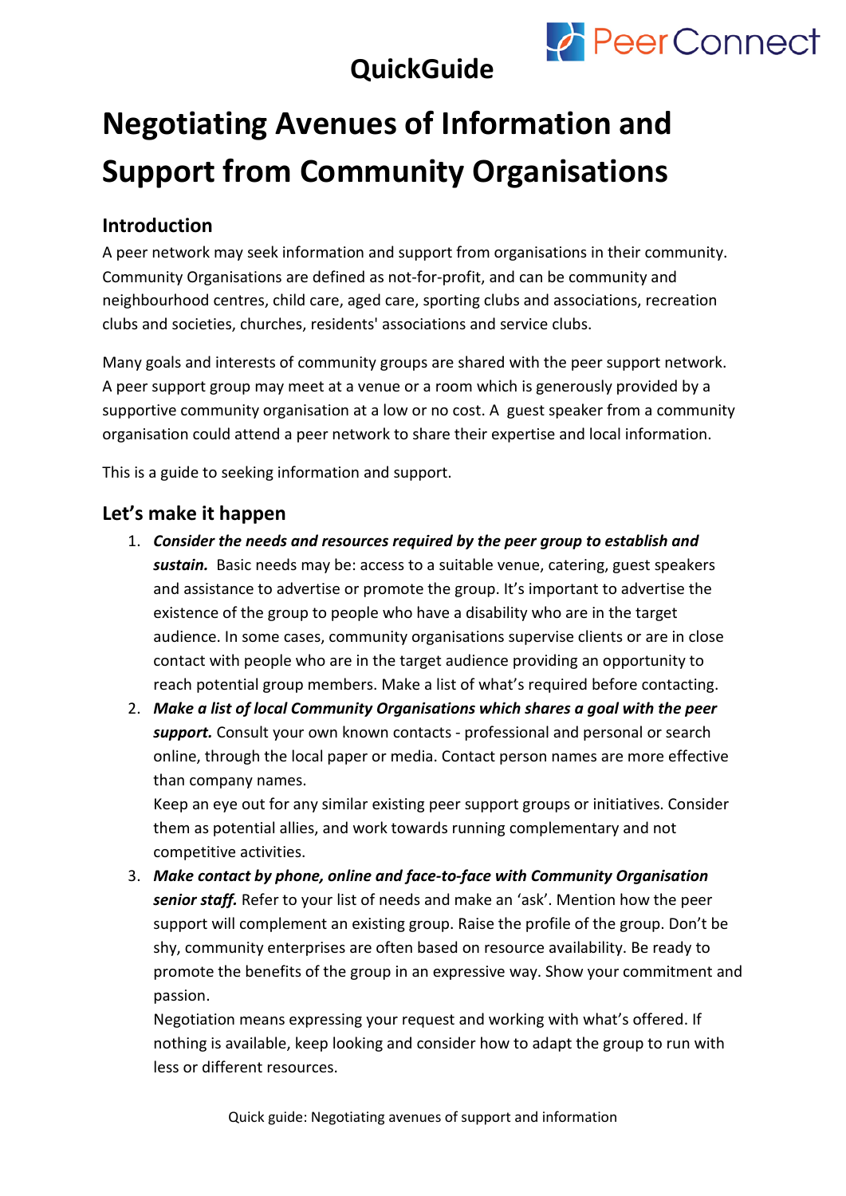# QuickGuide

PeerConnect

# Negotiating Avenues of Information and Support from Community Organisations

## Introduction

A peer network may seek information and support from organisations in their community. Community Organisations are defined as not-for-profit, and can be community and neighbourhood centres, child care, aged care, sporting clubs and associations, recreation clubs and societies, churches, residents' associations and service clubs.

Many goals and interests of community groups are shared with the peer support network. A peer support group may meet at a venue or a room which is generously provided by a supportive community organisation at a low or no cost. A guest speaker from a community organisation could attend a peer network to share their expertise and local information.

This is a guide to seeking information and support.

## Let's make it happen

1. ***Consider the needs and resources required by the peer group to establish and sustain.*** Basic needs may be: access to a suitable venue, catering, guest speakers and assistance to advertise or promote the group. It's important to advertise the existence of the group to people who have a disability who are in the target audience. In some cases, community organisations supervise clients or are in close contact with people who are in the target audience providing an opportunity to reach potential group members. Make a list of what's required before contacting.
2. ***Make a list of local Community Organisations which shares a goal with the peer support.*** Consult your own known contacts - professional and personal or search online, through the local paper or media. Contact person names are more effective than company names.
   Keep an eye out for any similar existing peer support groups or initiatives. Consider them as potential allies, and work towards running complementary and not competitive activities.
3. ***Make contact by phone, online and face-to-face with Community Organisation senior staff.*** Refer to your list of needs and make an 'ask'. Mention how the peer support will complement an existing group. Raise the profile of the group. Don't be shy, community enterprises are often based on resource availability. Be ready to promote the benefits of the group in an expressive way. Show your commitment and passion.
   Negotiation means expressing your request and working with what's offered. If nothing is available, keep looking and consider how to adapt the group to run with less or different resources.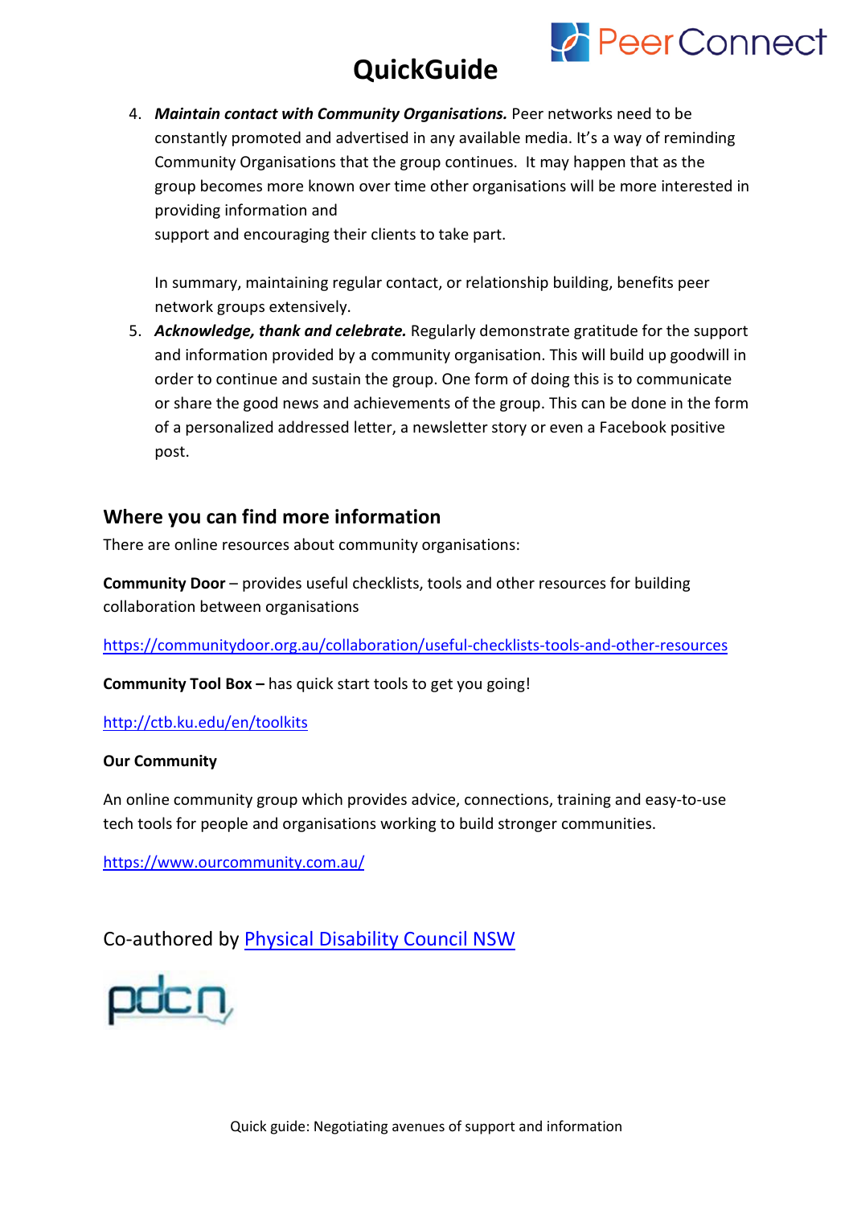4. ***Maintain contact with Community Organisations.*** Peer networks need to be constantly promoted and advertised in any available media. It's a way of reminding Community Organisations that the group continues. It may happen that as the group becomes more known over time other organisations will be more interested in providing information and
support and encouraging their clients to take part.

   In summary, maintaining regular contact, or relationship building, benefits peer network groups extensively.

5. ***Acknowledge, thank and celebrate.*** Regularly demonstrate gratitude for the support and information provided by a community organisation. This will build up goodwill in order to continue and sustain the group. One form of doing this is to communicate or share the good news and achievements of the group. This can be done in the form of a personalized addressed letter, a newsletter story or even a Facebook positive post.

## Where you can find more information

There are online resources about community organisations:

**Community Door** – provides useful checklists, tools and other resources for building collaboration between organisations

https://communitydoor.org.au/collaboration/useful-checklists-tools-and-other-resources

**Community Tool Box –** has quick start tools to get you going!

http://ctb.ku.edu/en/toolkits

**Our Community**

An online community group which provides advice, connections, training and easy-to-use tech tools for people and organisations working to build stronger communities.

https://www.ourcommunity.com.au/

Co-authored by Physical Disability Council NSW

pdcn